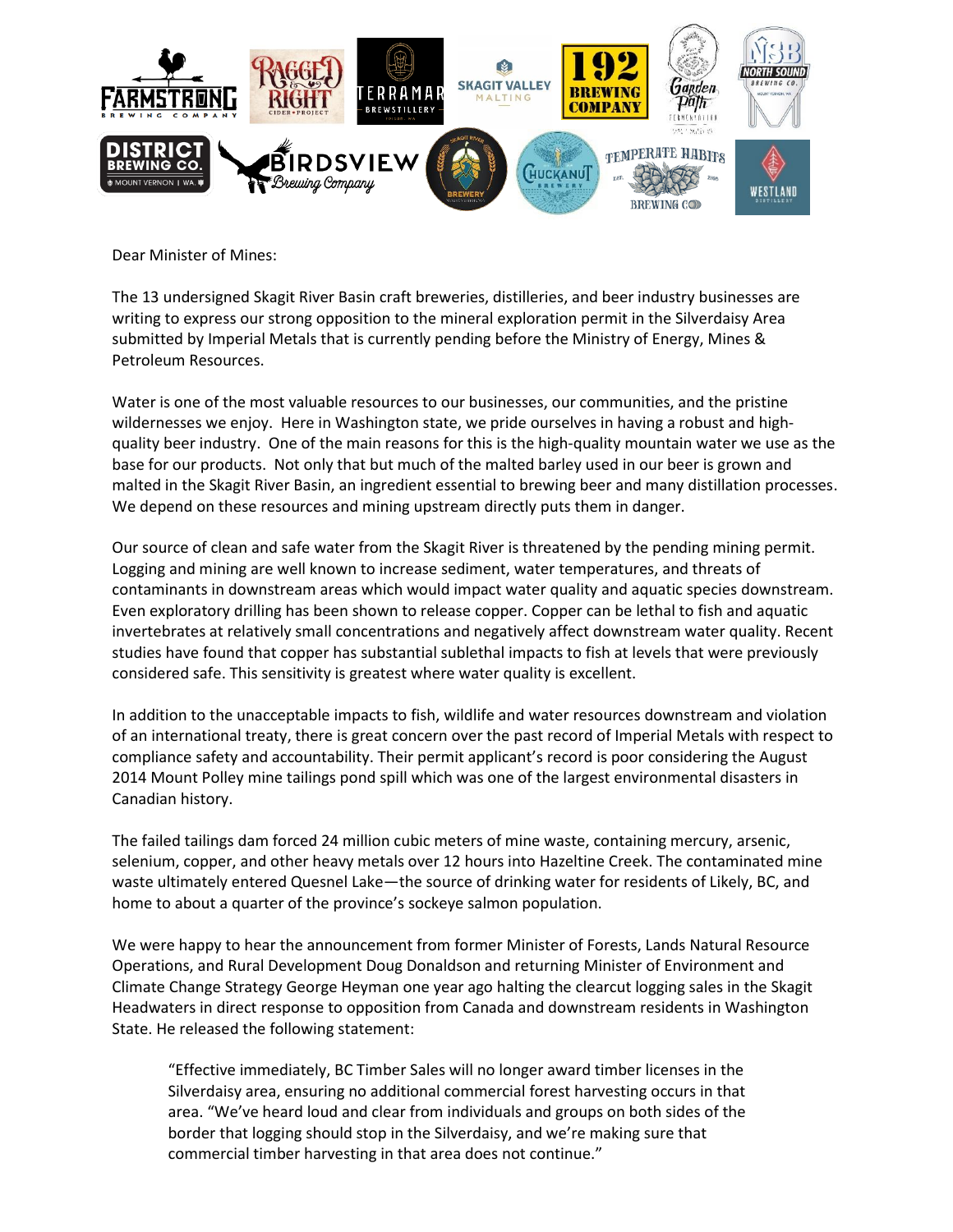Dear Minister of Mines:

The 13 undersigned Skagit River Basin craft breweries, distilleries, and beer industry businesses are writing to express our strong opposition to the mineral exploration permit in the Silverdaisy Area submitted by Imperial Metals that is currently pending before the Ministry of Energy, Mines & Petroleum Resources.

Water is one of the most valuable resources to our businesses, our communities, and the pristine wildernesses we enjoy. Here in Washington state, we pride ourselves in having a robust and high-quality beer industry. One of the main reasons for this is the high-quality mountain water we use as the base for our products. Not only that but much of the malted barley used in our beer is grown and malted in the Skagit River Basin, an ingredient essential to brewing beer and many distillation processes. We depend on these resources and mining upstream directly puts them in danger.

Our source of clean and safe water from the Skagit River is threatened by the pending mining permit. Logging and mining are well known to increase sediment, water temperatures, and threats of contaminants in downstream areas which would impact water quality and aquatic species downstream. Even exploratory drilling has been shown to release copper. Copper can be lethal to fish and aquatic invertebrates at relatively small concentrations and negatively affect downstream water quality. Recent studies have found that copper has substantial sublethal impacts to fish at levels that were previously considered safe. This sensitivity is greatest where water quality is excellent.

In addition to the unacceptable impacts to fish, wildlife and water resources downstream and violation of an international treaty, there is great concern over the past record of Imperial Metals with respect to compliance safety and accountability. Their permit applicant's record is poor considering the August 2014 Mount Polley mine tailings pond spill which was one of the largest environmental disasters in Canadian history.

The failed tailings dam forced 24 million cubic meters of mine waste, containing mercury, arsenic, selenium, copper, and other heavy metals over 12 hours into Hazeltine Creek. The contaminated mine waste ultimately entered Quesnel Lake—the source of drinking water for residents of Likely, BC, and home to about a quarter of the province's sockeye salmon population.

We were happy to hear the announcement from former Minister of Forests, Lands Natural Resource Operations, and Rural Development Doug Donaldson and returning Minister of Environment and Climate Change Strategy George Heyman one year ago halting the clearcut logging sales in the Skagit Headwaters in direct response to opposition from Canada and downstream residents in Washington State. He released the following statement:

> "Effective immediately, BC Timber Sales will no longer award timber licenses in the Silverdaisy area, ensuring no additional commercial forest harvesting occurs in that area. "We've heard loud and clear from individuals and groups on both sides of the border that logging should stop in the Silverdaisy, and we're making sure that commercial timber harvesting in that area does not continue."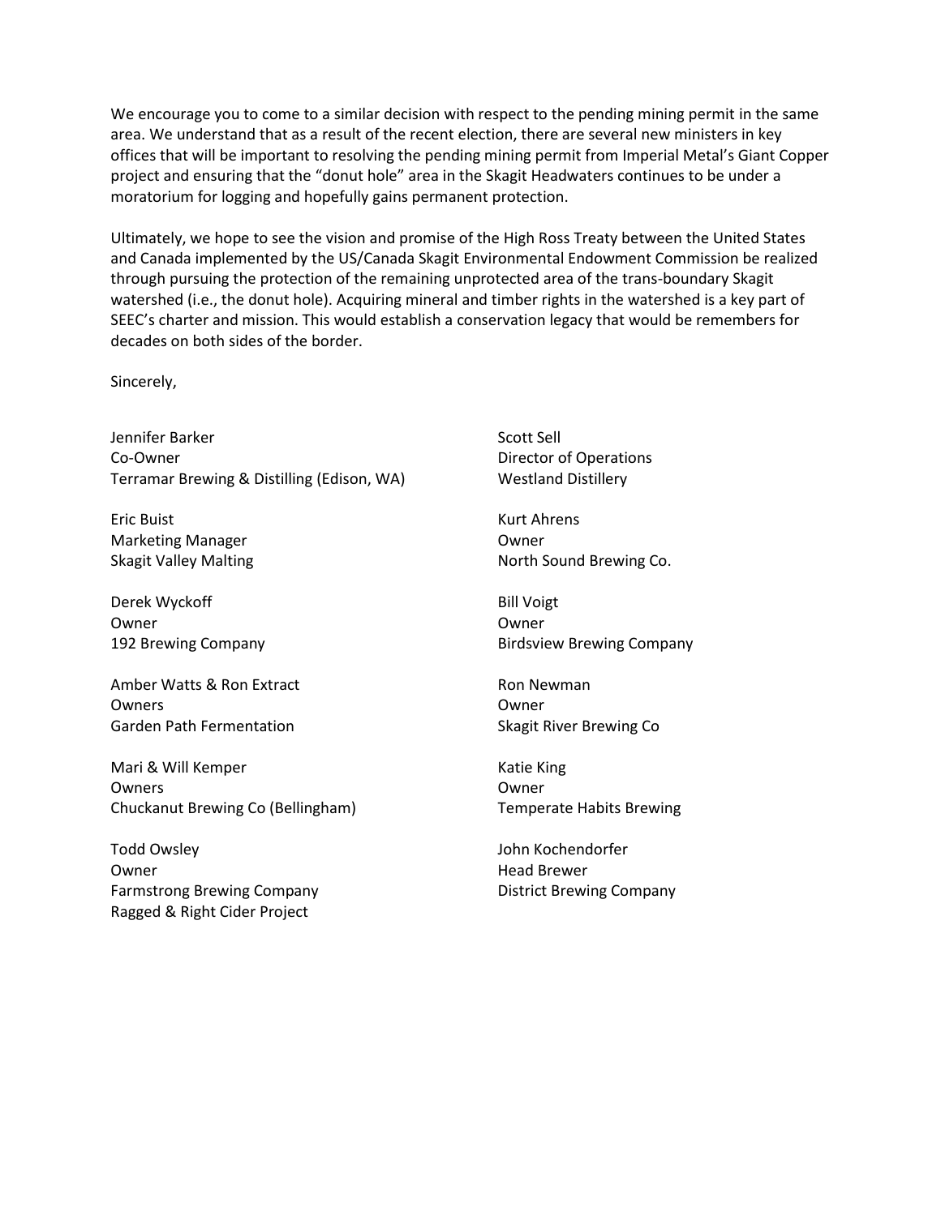We encourage you to come to a similar decision with respect to the pending mining permit in the same area. We understand that as a result of the recent election, there are several new ministers in key offices that will be important to resolving the pending mining permit from Imperial Metal's Giant Copper project and ensuring that the "donut hole" area in the Skagit Headwaters continues to be under a moratorium for logging and hopefully gains permanent protection.

Ultimately, we hope to see the vision and promise of the High Ross Treaty between the United States and Canada implemented by the US/Canada Skagit Environmental Endowment Commission be realized through pursuing the protection of the remaining unprotected area of the trans-boundary Skagit watershed (i.e., the donut hole). Acquiring mineral and timber rights in the watershed is a key part of SEEC's charter and mission. This would establish a conservation legacy that would be remembers for decades on both sides of the border.

Sincerely,

Jennifer Barker
Co-Owner
Terramar Brewing & Distilling (Edison, WA)

Eric Buist
Marketing Manager
Skagit Valley Malting

Derek Wyckoff
Owner
192 Brewing Company

Amber Watts & Ron Extract
Owners
Garden Path Fermentation

Mari & Will Kemper
Owners
Chuckanut Brewing Co (Bellingham)

Todd Owsley
Owner
Farmstrong Brewing Company
Ragged & Right Cider Project

Scott Sell
Director of Operations
Westland Distillery

Kurt Ahrens
Owner
North Sound Brewing Co.

Bill Voigt
Owner
Birdsview Brewing Company

Ron Newman
Owner
Skagit River Brewing Co

Katie King
Owner
Temperate Habits Brewing

John Kochendorfer
Head Brewer
District Brewing Company